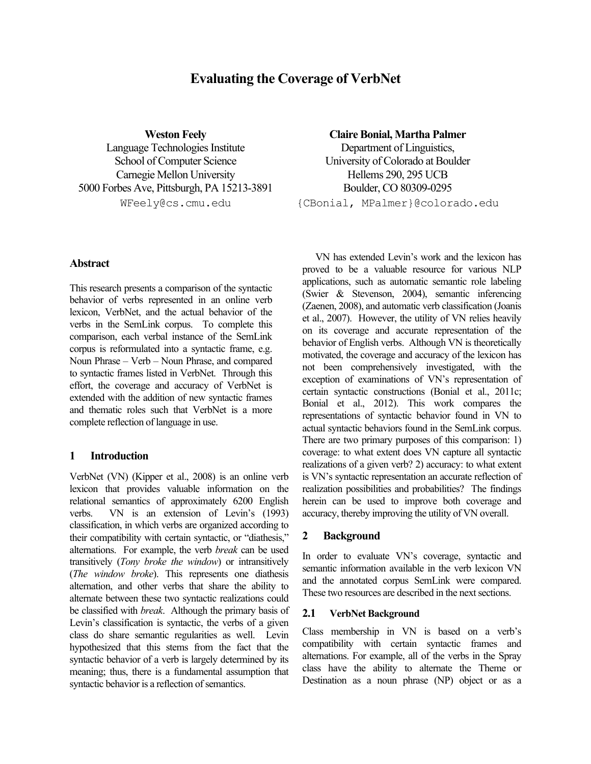# Evaluating the Coverage of VerbNet

**Weston Feely**
Language Technologies Institute
School of Computer Science
Carnegie Mellon University
5000 Forbes Ave, Pittsburgh, PA 15213-3891
WFeely@cs.cmu.edu

**Claire Bonial, Martha Palmer**
Department of Linguistics,
University of Colorado at Boulder
Hellems 290, 295 UCB
Boulder, CO 80309-0295
{CBonial, MPalmer}@colorado.edu

## Abstract

This research presents a comparison of the syntactic behavior of verbs represented in an online verb lexicon, VerbNet, and the actual behavior of the verbs in the SemLink corpus. To complete this comparison, each verbal instance of the SemLink corpus is reformulated into a syntactic frame, e.g. Noun Phrase – Verb – Noun Phrase, and compared to syntactic frames listed in VerbNet. Through this effort, the coverage and accuracy of VerbNet is extended with the addition of new syntactic frames and thematic roles such that VerbNet is a more complete reflection of language in use.

## 1 Introduction

VerbNet (VN) (Kipper et al., 2008) is an online verb lexicon that provides valuable information on the relational semantics of approximately 6200 English verbs. VN is an extension of Levin's (1993) classification, in which verbs are organized according to their compatibility with certain syntactic, or "diathesis," alternations. For example, the verb *break* can be used transitively (*Tony broke the window*) or intransitively (*The window broke*). This represents one diathesis alternation, and other verbs that share the ability to alternate between these two syntactic realizations could be classified with *break*. Although the primary basis of Levin's classification is syntactic, the verbs of a given class do share semantic regularities as well. Levin hypothesized that this stems from the fact that the syntactic behavior of a verb is largely determined by its meaning; thus, there is a fundamental assumption that syntactic behavior is a reflection of semantics.

VN has extended Levin's work and the lexicon has proved to be a valuable resource for various NLP applications, such as automatic semantic role labeling (Swier & Stevenson, 2004), semantic inferencing (Zaenen, 2008), and automatic verb classification (Joanis et al., 2007). However, the utility of VN relies heavily on its coverage and accurate representation of the behavior of English verbs. Although VN is theoretically motivated, the coverage and accuracy of the lexicon has not been comprehensively investigated, with the exception of examinations of VN's representation of certain syntactic constructions (Bonial et al., 2011c; Bonial et al., 2012). This work compares the representations of syntactic behavior found in VN to actual syntactic behaviors found in the SemLink corpus. There are two primary purposes of this comparison: 1) coverage: to what extent does VN capture all syntactic realizations of a given verb? 2) accuracy: to what extent is VN's syntactic representation an accurate reflection of realization possibilities and probabilities? The findings herein can be used to improve both coverage and accuracy, thereby improving the utility of VN overall.

## 2 Background

In order to evaluate VN's coverage, syntactic and semantic information available in the verb lexicon VN and the annotated corpus SemLink were compared. These two resources are described in the next sections.

### 2.1 VerbNet Background

Class membership in VN is based on a verb's compatibility with certain syntactic frames and alternations. For example, all of the verbs in the Spray class have the ability to alternate the Theme or Destination as a noun phrase (NP) object or as a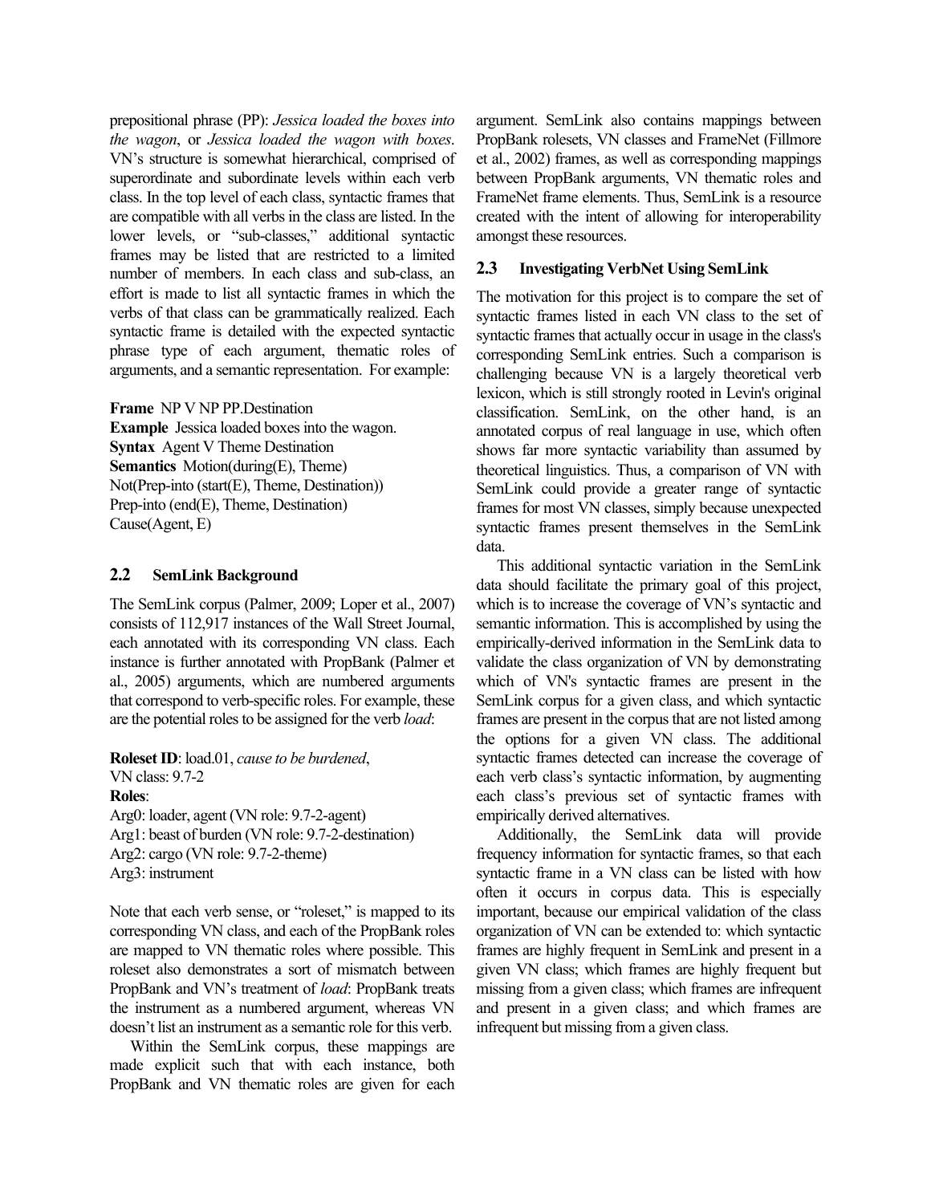prepositional phrase (PP): *Jessica loaded the boxes into the wagon*, or *Jessica loaded the wagon with boxes*. VN's structure is somewhat hierarchical, comprised of superordinate and subordinate levels within each verb class. In the top level of each class, syntactic frames that are compatible with all verbs in the class are listed. In the lower levels, or "sub-classes," additional syntactic frames may be listed that are restricted to a limited number of members. In each class and sub-class, an effort is made to list all syntactic frames in which the verbs of that class can be grammatically realized. Each syntactic frame is detailed with the expected syntactic phrase type of each argument, thematic roles of arguments, and a semantic representation. For example:

**Frame** NP V NP PP.Destination
**Example** Jessica loaded boxes into the wagon.
**Syntax** Agent V Theme Destination
**Semantics** Motion(during(E), Theme)
Not(Prep-into (start(E), Theme, Destination))
Prep-into (end(E), Theme, Destination)
Cause(Agent, E)

## 2.2 SemLink Background

The SemLink corpus (Palmer, 2009; Loper et al., 2007) consists of 112,917 instances of the Wall Street Journal, each annotated with its corresponding VN class. Each instance is further annotated with PropBank (Palmer et al., 2005) arguments, which are numbered arguments that correspond to verb-specific roles. For example, these are the potential roles to be assigned for the verb *load*:

**Roleset ID**: load.01, *cause to be burdened*,
VN class: 9.7-2
**Roles**:
Arg0: loader, agent (VN role: 9.7-2-agent)
Arg1: beast of burden (VN role: 9.7-2-destination)
Arg2: cargo (VN role: 9.7-2-theme)
Arg3: instrument

Note that each verb sense, or "roleset," is mapped to its corresponding VN class, and each of the PropBank roles are mapped to VN thematic roles where possible. This roleset also demonstrates a sort of mismatch between PropBank and VN's treatment of *load*: PropBank treats the instrument as a numbered argument, whereas VN doesn't list an instrument as a semantic role for this verb.

Within the SemLink corpus, these mappings are made explicit such that with each instance, both PropBank and VN thematic roles are given for each argument. SemLink also contains mappings between PropBank rolesets, VN classes and FrameNet (Fillmore et al., 2002) frames, as well as corresponding mappings between PropBank arguments, VN thematic roles and FrameNet frame elements. Thus, SemLink is a resource created with the intent of allowing for interoperability amongst these resources.

## 2.3 Investigating VerbNet Using SemLink

The motivation for this project is to compare the set of syntactic frames listed in each VN class to the set of syntactic frames that actually occur in usage in the class's corresponding SemLink entries. Such a comparison is challenging because VN is a largely theoretical verb lexicon, which is still strongly rooted in Levin's original classification. SemLink, on the other hand, is an annotated corpus of real language in use, which often shows far more syntactic variability than assumed by theoretical linguistics. Thus, a comparison of VN with SemLink could provide a greater range of syntactic frames for most VN classes, simply because unexpected syntactic frames present themselves in the SemLink data.

This additional syntactic variation in the SemLink data should facilitate the primary goal of this project, which is to increase the coverage of VN's syntactic and semantic information. This is accomplished by using the empirically-derived information in the SemLink data to validate the class organization of VN by demonstrating which of VN's syntactic frames are present in the SemLink corpus for a given class, and which syntactic frames are present in the corpus that are not listed among the options for a given VN class. The additional syntactic frames detected can increase the coverage of each verb class's syntactic information, by augmenting each class's previous set of syntactic frames with empirically derived alternatives.

Additionally, the SemLink data will provide frequency information for syntactic frames, so that each syntactic frame in a VN class can be listed with how often it occurs in corpus data. This is especially important, because our empirical validation of the class organization of VN can be extended to: which syntactic frames are highly frequent in SemLink and present in a given VN class; which frames are highly frequent but missing from a given class; which frames are infrequent and present in a given class; and which frames are infrequent but missing from a given class.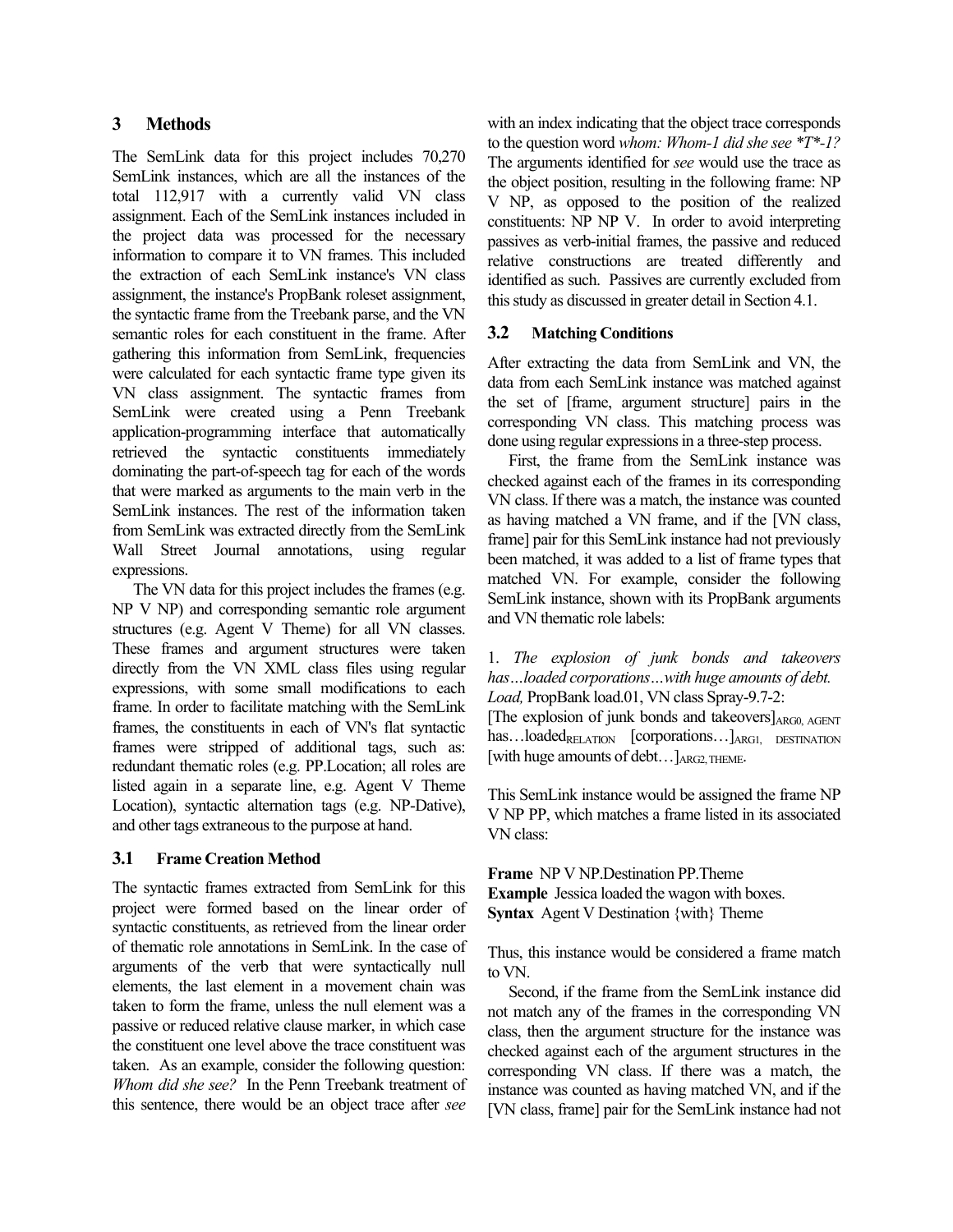## 3 Methods

The SemLink data for this project includes 70,270 SemLink instances, which are all the instances of the total 112,917 with a currently valid VN class assignment. Each of the SemLink instances included in the project data was processed for the necessary information to compare it to VN frames. This included the extraction of each SemLink instance's VN class assignment, the instance's PropBank roleset assignment, the syntactic frame from the Treebank parse, and the VN semantic roles for each constituent in the frame. After gathering this information from SemLink, frequencies were calculated for each syntactic frame type given its VN class assignment. The syntactic frames from SemLink were created using a Penn Treebank application-programming interface that automatically retrieved the syntactic constituents immediately dominating the part-of-speech tag for each of the words that were marked as arguments to the main verb in the SemLink instances. The rest of the information taken from SemLink was extracted directly from the SemLink Wall Street Journal annotations, using regular expressions.

The VN data for this project includes the frames (e.g. NP V NP) and corresponding semantic role argument structures (e.g. Agent V Theme) for all VN classes. These frames and argument structures were taken directly from the VN XML class files using regular expressions, with some small modifications to each frame. In order to facilitate matching with the SemLink frames, the constituents in each of VN's flat syntactic frames were stripped of additional tags, such as: redundant thematic roles (e.g. PP.Location; all roles are listed again in a separate line, e.g. Agent V Theme Location), syntactic alternation tags (e.g. NP-Dative), and other tags extraneous to the purpose at hand.

### 3.1 Frame Creation Method

The syntactic frames extracted from SemLink for this project were formed based on the linear order of syntactic constituents, as retrieved from the linear order of thematic role annotations in SemLink. In the case of arguments of the verb that were syntactically null elements, the last element in a movement chain was taken to form the frame, unless the null element was a passive or reduced relative clause marker, in which case the constituent one level above the trace constituent was taken. As an example, consider the following question: *Whom did she see?* In the Penn Treebank treatment of this sentence, there would be an object trace after *see* with an index indicating that the object trace corresponds to the question word *whom: Whom-1 did she see *T*-1?* The arguments identified for *see* would use the trace as the object position, resulting in the following frame: NP V NP, as opposed to the position of the realized constituents: NP NP V. In order to avoid interpreting passives as verb-initial frames, the passive and reduced relative constructions are treated differently and identified as such. Passives are currently excluded from this study as discussed in greater detail in Section 4.1.

### 3.2 Matching Conditions

After extracting the data from SemLink and VN, the data from each SemLink instance was matched against the set of [frame, argument structure] pairs in the corresponding VN class. This matching process was done using regular expressions in a three-step process.

First, the frame from the SemLink instance was checked against each of the frames in its corresponding VN class. If there was a match, the instance was counted as having matched a VN frame, and if the [VN class, frame] pair for this SemLink instance had not previously been matched, it was added to a list of frame types that matched VN. For example, consider the following SemLink instance, shown with its PropBank arguments and VN thematic role labels:

1. *The explosion of junk bonds and takeovers has…loaded corporations…with huge amounts of debt.*
*Load,* PropBank load.01, VN class Spray-9.7-2:
[The explosion of junk bonds and takeovers]$_{\text{ARG0, AGENT}}$ has…loaded$_{\text{RELATION}}$ [corporations…]$_{\text{ARG1, DESTINATION}}$ [with huge amounts of debt…]$_{\text{ARG2, THEME}}$.

This SemLink instance would be assigned the frame NP V NP PP, which matches a frame listed in its associated VN class:

**Frame** NP V NP.Destination PP.Theme
**Example** Jessica loaded the wagon with boxes.
**Syntax** Agent V Destination {with} Theme

Thus, this instance would be considered a frame match to VN.

Second, if the frame from the SemLink instance did not match any of the frames in the corresponding VN class, then the argument structure for the instance was checked against each of the argument structures in the corresponding VN class. If there was a match, the instance was counted as having matched VN, and if the [VN class, frame] pair for the SemLink instance had not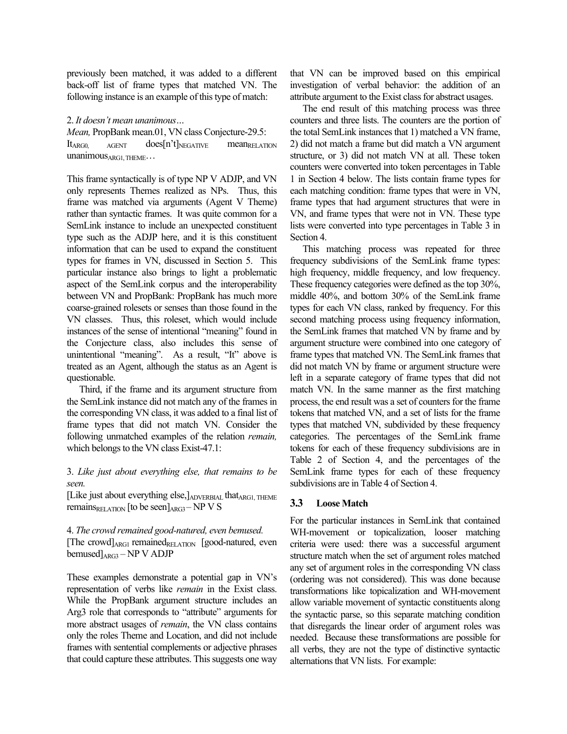previously been matched, it was added to a different back-off list of frame types that matched VN. The following instance is an example of this type of match:

2. *It doesn't mean unanimous…*

*Mean,* PropBank mean.01, VN class Conjecture-29.5: It$_{\text{ARG0, AGENT}}$ does[n't]$_{\text{NEGATIVE}}$ mean$_{\text{RELATION}}$ unanimous$_{\text{ARG1, THEME}}$…

This frame syntactically is of type NP V ADJP, and VN only represents Themes realized as NPs. Thus, this frame was matched via arguments (Agent V Theme) rather than syntactic frames. It was quite common for a SemLink instance to include an unexpected constituent type such as the ADJP here, and it is this constituent information that can be used to expand the constituent types for frames in VN, discussed in Section 5. This particular instance also brings to light a problematic aspect of the SemLink corpus and the interoperability between VN and PropBank: PropBank has much more coarse-grained rolesets or senses than those found in the VN classes. Thus, this roleset, which would include instances of the sense of intentional "meaning" found in the Conjecture class, also includes this sense of unintentional "meaning". As a result, "It" above is treated as an Agent, although the status as an Agent is questionable.

Third, if the frame and its argument structure from the SemLink instance did not match any of the frames in the corresponding VN class, it was added to a final list of frame types that did not match VN. Consider the following unmatched examples of the relation *remain,* which belongs to the VN class Exist-47.1:

3. *Like just about everything else, that remains to be seen.*

[Like just about everything else,]$_{\text{ADVERBIAL}}$ that$_{\text{ARG1, THEME}}$ remains$_{\text{RELATION}}$ [to be seen]$_{\text{ARG3}}$ – NP V S

4. *The crowd remained good-natured, even bemused.*

[The crowd]$_{\text{ARG1}}$ remained$_{\text{RELATION}}$ [good-natured, even bemused]$_{\text{ARG3}}$ – NP V ADJP

These examples demonstrate a potential gap in VN's representation of verbs like *remain* in the Exist class. While the PropBank argument structure includes an Arg3 role that corresponds to "attribute" arguments for more abstract usages of *remain*, the VN class contains only the roles Theme and Location, and did not include frames with sentential complements or adjective phrases that could capture these attributes. This suggests one way that VN can be improved based on this empirical investigation of verbal behavior: the addition of an attribute argument to the Exist class for abstract usages.

The end result of this matching process was three counters and three lists. The counters are the portion of the total SemLink instances that 1) matched a VN frame, 2) did not match a frame but did match a VN argument structure, or 3) did not match VN at all. These token counters were converted into token percentages in Table 1 in Section 4 below. The lists contain frame types for each matching condition: frame types that were in VN, frame types that had argument structures that were in VN, and frame types that were not in VN. These type lists were converted into type percentages in Table 3 in Section 4.

This matching process was repeated for three frequency subdivisions of the SemLink frame types: high frequency, middle frequency, and low frequency. These frequency categories were defined as the top 30%, middle 40%, and bottom 30% of the SemLink frame types for each VN class, ranked by frequency. For this second matching process using frequency information, the SemLink frames that matched VN by frame and by argument structure were combined into one category of frame types that matched VN. The SemLink frames that did not match VN by frame or argument structure were left in a separate category of frame types that did not match VN. In the same manner as the first matching process, the end result was a set of counters for the frame tokens that matched VN, and a set of lists for the frame types that matched VN, subdivided by these frequency categories. The percentages of the SemLink frame tokens for each of these frequency subdivisions are in Table 2 of Section 4, and the percentages of the SemLink frame types for each of these frequency subdivisions are in Table 4 of Section 4.

### 3.3 Loose Match

For the particular instances in SemLink that contained WH-movement or topicalization, looser matching criteria were used: there was a successful argument structure match when the set of argument roles matched any set of argument roles in the corresponding VN class (ordering was not considered). This was done because transformations like topicalization and WH-movement allow variable movement of syntactic constituents along the syntactic parse, so this separate matching condition that disregards the linear order of argument roles was needed. Because these transformations are possible for all verbs, they are not the type of distinctive syntactic alternations that VN lists. For example: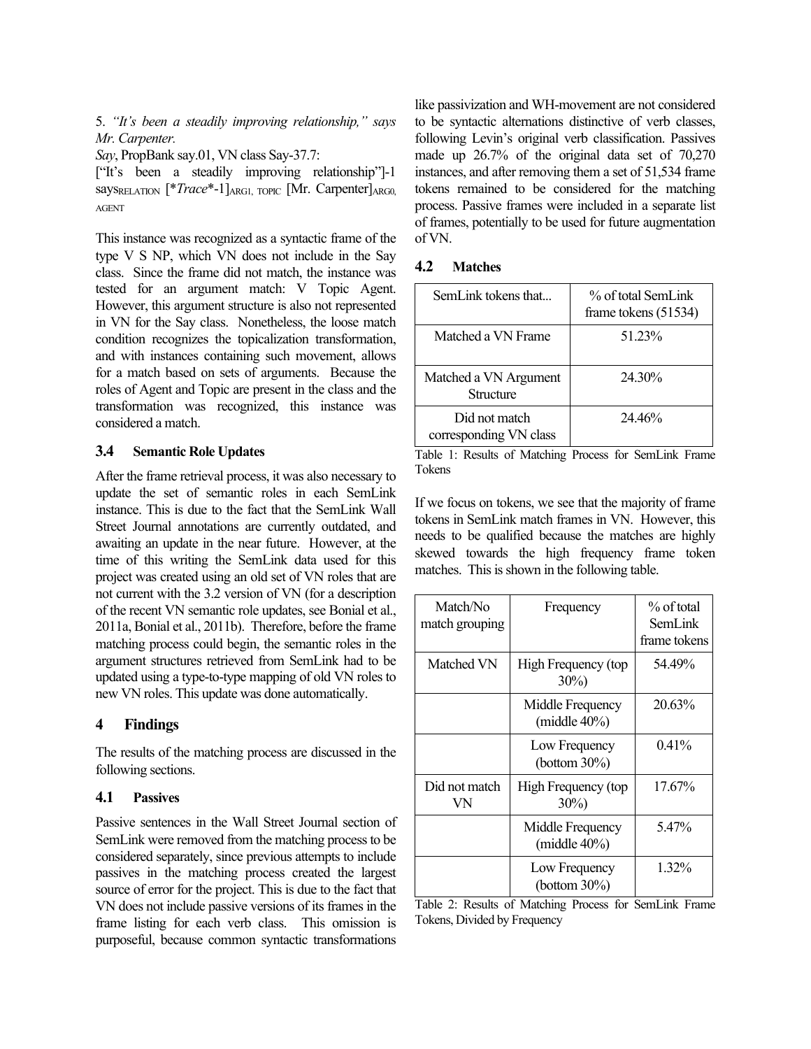5. *"It's been a steadily improving relationship," says Mr. Carpenter.*

*Say*, PropBank say.01, VN class Say-37.7:

["It's been a steadily improving relationship"]-1 says$_{\text{RELATION}}$ [\**Trace*\*-1]$_{\text{ARG1, TOPIC}}$ [Mr. Carpenter]$_{\text{ARG0, AGENT}}$

This instance was recognized as a syntactic frame of the type V S NP, which VN does not include in the Say class. Since the frame did not match, the instance was tested for an argument match: V Topic Agent. However, this argument structure is also not represented in VN for the Say class. Nonetheless, the loose match condition recognizes the topicalization transformation, and with instances containing such movement, allows for a match based on sets of arguments. Because the roles of Agent and Topic are present in the class and the transformation was recognized, this instance was considered a match.

### 3.4 Semantic Role Updates

After the frame retrieval process, it was also necessary to update the set of semantic roles in each SemLink instance. This is due to the fact that the SemLink Wall Street Journal annotations are currently outdated, and awaiting an update in the near future. However, at the time of this writing the SemLink data used for this project was created using an old set of VN roles that are not current with the 3.2 version of VN (for a description of the recent VN semantic role updates, see Bonial et al., 2011a, Bonial et al., 2011b). Therefore, before the frame matching process could begin, the semantic roles in the argument structures retrieved from SemLink had to be updated using a type-to-type mapping of old VN roles to new VN roles. This update was done automatically.

## 4 Findings

The results of the matching process are discussed in the following sections.

### 4.1 Passives

Passive sentences in the Wall Street Journal section of SemLink were removed from the matching process to be considered separately, since previous attempts to include passives in the matching process created the largest source of error for the project. This is due to the fact that VN does not include passive versions of its frames in the frame listing for each verb class. This omission is purposeful, because common syntactic transformations like passivization and WH-movement are not considered to be syntactic alternations distinctive of verb classes, following Levin's original verb classification. Passives made up 26.7% of the original data set of 70,270 instances, and after removing them a set of 51,534 frame tokens remained to be considered for the matching process. Passive frames were included in a separate list of frames, potentially to be used for future augmentation of VN.

### 4.2 Matches

| SemLink tokens that... | % of total SemLink frame tokens (51534) |
|---|---|
| Matched a VN Frame | 51.23% |
| Matched a VN Argument Structure | 24.30% |
| Did not match corresponding VN class | 24.46% |

Table 1: Results of Matching Process for SemLink Frame Tokens

If we focus on tokens, we see that the majority of frame tokens in SemLink match frames in VN. However, this needs to be qualified because the matches are highly skewed towards the high frequency frame token matches. This is shown in the following table.

| Match/No match grouping | Frequency | % of total SemLink frame tokens |
|---|---|---|
| Matched VN | High Frequency (top 30%) | 54.49% |
| | Middle Frequency (middle 40%) | 20.63% |
| | Low Frequency (bottom 30%) | 0.41% |
| Did not match VN | High Frequency (top 30%) | 17.67% |
| | Middle Frequency (middle 40%) | 5.47% |
| | Low Frequency (bottom 30%) | 1.32% |

Table 2: Results of Matching Process for SemLink Frame Tokens, Divided by Frequency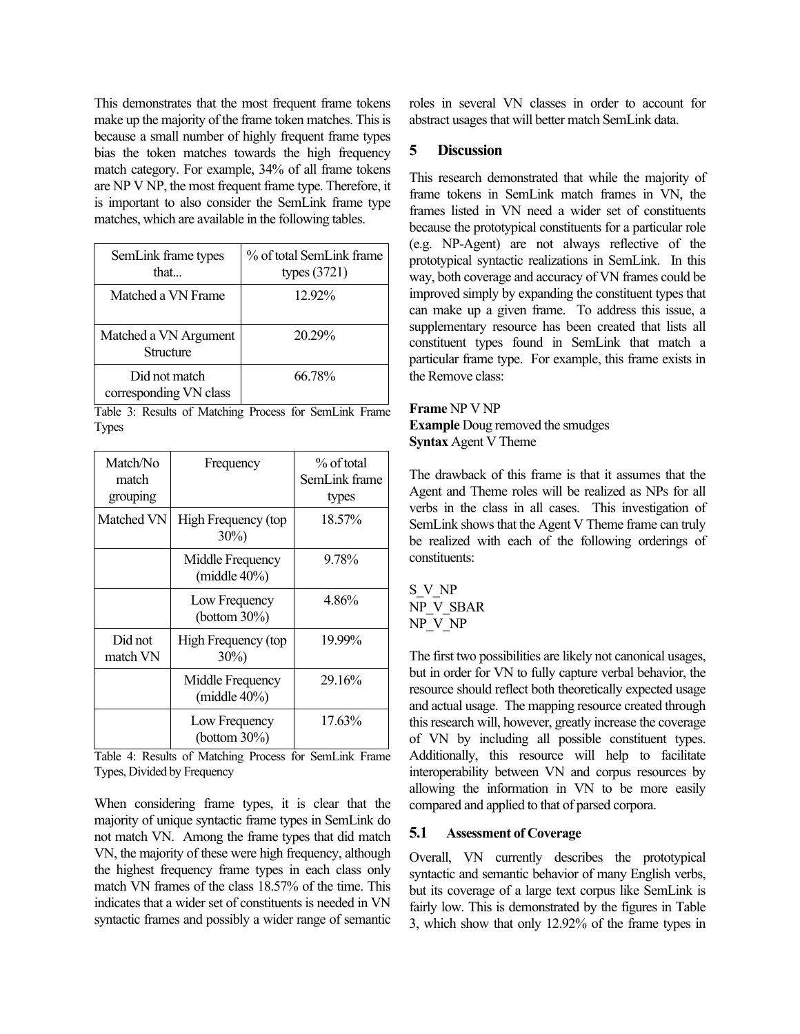This demonstrates that the most frequent frame tokens make up the majority of the frame token matches. This is because a small number of highly frequent frame types bias the token matches towards the high frequency match category. For example, 34% of all frame tokens are NP V NP, the most frequent frame type. Therefore, it is important to also consider the SemLink frame type matches, which are available in the following tables.

| SemLink frame types that... | % of total SemLink frame types (3721) |
|---|---|
| Matched a VN Frame | 12.92% |
| Matched a VN Argument Structure | 20.29% |
| Did not match corresponding VN class | 66.78% |

Table 3: Results of Matching Process for SemLink Frame Types

| Match/No match grouping | Frequency | % of total SemLink frame types |
|---|---|---|
| Matched VN | High Frequency (top 30%) | 18.57% |
| | Middle Frequency (middle 40%) | 9.78% |
| | Low Frequency (bottom 30%) | 4.86% |
| Did not match VN | High Frequency (top 30%) | 19.99% |
| | Middle Frequency (middle 40%) | 29.16% |
| | Low Frequency (bottom 30%) | 17.63% |

Table 4: Results of Matching Process for SemLink Frame Types, Divided by Frequency

When considering frame types, it is clear that the majority of unique syntactic frame types in SemLink do not match VN. Among the frame types that did match VN, the majority of these were high frequency, although the highest frequency frame types in each class only match VN frames of the class 18.57% of the time. This indicates that a wider set of constituents is needed in VN syntactic frames and possibly a wider range of semantic roles in several VN classes in order to account for abstract usages that will better match SemLink data.

## 5 Discussion

This research demonstrated that while the majority of frame tokens in SemLink match frames in VN, the frames listed in VN need a wider set of constituents because the prototypical constituents for a particular role (e.g. NP-Agent) are not always reflective of the prototypical syntactic realizations in SemLink. In this way, both coverage and accuracy of VN frames could be improved simply by expanding the constituent types that can make up a given frame. To address this issue, a supplementary resource has been created that lists all constituent types found in SemLink that match a particular frame type. For example, this frame exists in the Remove class:

**Frame** NP V NP
**Example** Doug removed the smudges
**Syntax** Agent V Theme

The drawback of this frame is that it assumes that the Agent and Theme roles will be realized as NPs for all verbs in the class in all cases. This investigation of SemLink shows that the Agent V Theme frame can truly be realized with each of the following orderings of constituents:

S_V_NP
NP_V_SBAR
NP_V_NP

The first two possibilities are likely not canonical usages, but in order for VN to fully capture verbal behavior, the resource should reflect both theoretically expected usage and actual usage. The mapping resource created through this research will, however, greatly increase the coverage of VN by including all possible constituent types. Additionally, this resource will help to facilitate interoperability between VN and corpus resources by allowing the information in VN to be more easily compared and applied to that of parsed corpora.

### 5.1 Assessment of Coverage

Overall, VN currently describes the prototypical syntactic and semantic behavior of many English verbs, but its coverage of a large text corpus like SemLink is fairly low. This is demonstrated by the figures in Table 3, which show that only 12.92% of the frame types in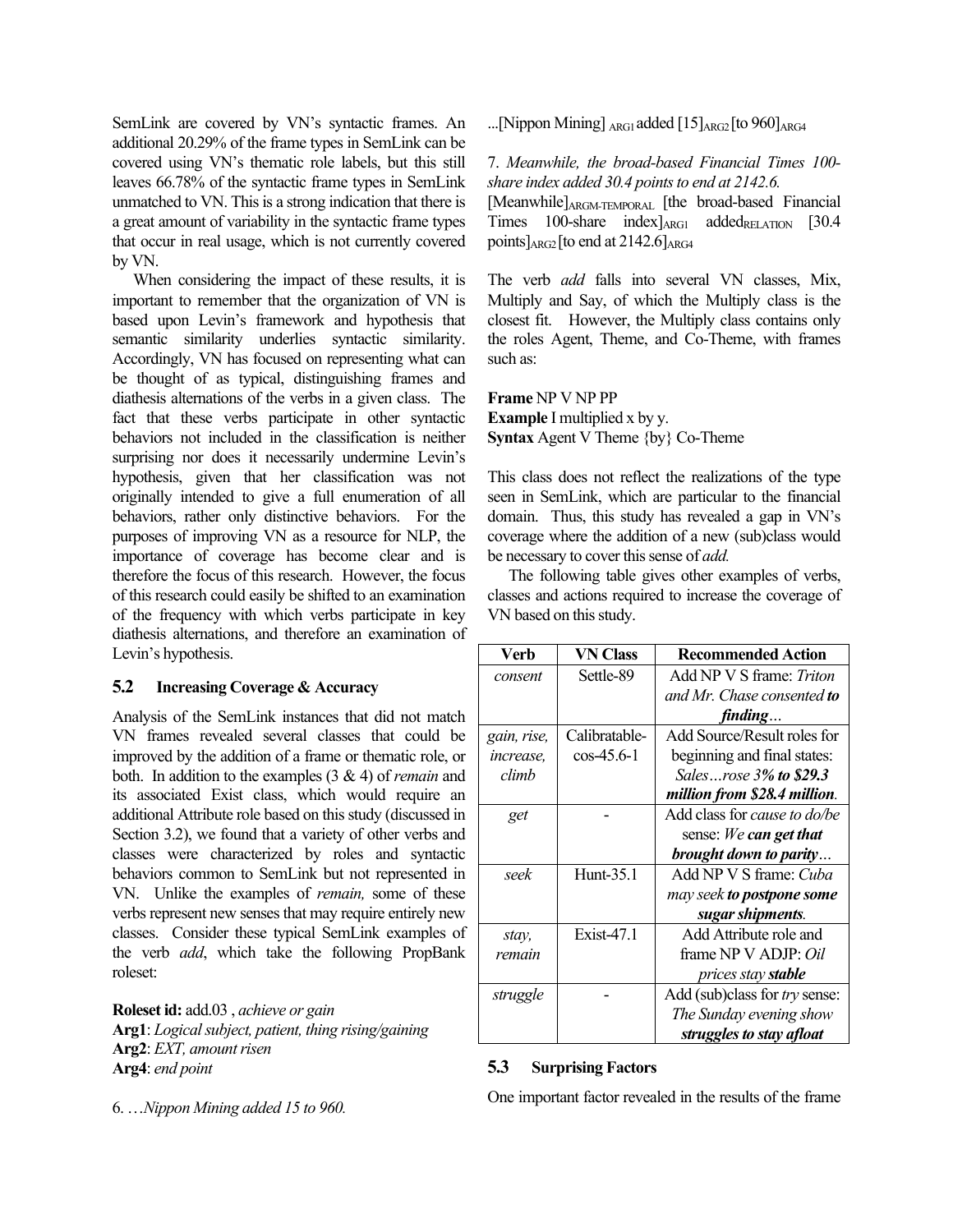SemLink are covered by VN's syntactic frames. An additional 20.29% of the frame types in SemLink can be covered using VN's thematic role labels, but this still leaves 66.78% of the syntactic frame types in SemLink unmatched to VN. This is a strong indication that there is a great amount of variability in the syntactic frame types that occur in real usage, which is not currently covered by VN.

When considering the impact of these results, it is important to remember that the organization of VN is based upon Levin's framework and hypothesis that semantic similarity underlies syntactic similarity. Accordingly, VN has focused on representing what can be thought of as typical, distinguishing frames and diathesis alternations of the verbs in a given class. The fact that these verbs participate in other syntactic behaviors not included in the classification is neither surprising nor does it necessarily undermine Levin's hypothesis, given that her classification was not originally intended to give a full enumeration of all behaviors, rather only distinctive behaviors. For the purposes of improving VN as a resource for NLP, the importance of coverage has become clear and is therefore the focus of this research. However, the focus of this research could easily be shifted to an examination of the frequency with which verbs participate in key diathesis alternations, and therefore an examination of Levin's hypothesis.

### 5.2 Increasing Coverage & Accuracy

Analysis of the SemLink instances that did not match VN frames revealed several classes that could be improved by the addition of a frame or thematic role, or both. In addition to the examples (3 & 4) of *remain* and its associated Exist class, which would require an additional Attribute role based on this study (discussed in Section 3.2), we found that a variety of other verbs and classes were characterized by roles and syntactic behaviors common to SemLink but not represented in VN. Unlike the examples of *remain,* some of these verbs represent new senses that may require entirely new classes. Consider these typical SemLink examples of the verb *add*, which take the following PropBank roleset:

**Roleset id:** add.03 , *achieve or gain*
**Arg1**: *Logical subject, patient, thing rising/gaining*
**Arg2**: *EXT, amount risen*
**Arg4**: *end point*

6. …*Nippon Mining added 15 to 960.*

...[Nippon Mining] $_{\text{ARG1}}$ added [15] $_{\text{ARG2}}$ [to 960] $_{\text{ARG4}}$

7. *Meanwhile, the broad-based Financial Times 100-share index added 30.4 points to end at 2142.6.*
[Meanwhile] $_{\text{ARGM-TEMPORAL}}$ [the broad-based Financial Times 100-share index] $_{\text{ARG1}}$ added $_{\text{RELATION}}$ [30.4 points] $_{\text{ARG2}}$ [to end at 2142.6] $_{\text{ARG4}}$

The verb *add* falls into several VN classes, Mix, Multiply and Say, of which the Multiply class is the closest fit. However, the Multiply class contains only the roles Agent, Theme, and Co-Theme, with frames such as:

**Frame** NP V NP PP
**Example** I multiplied x by y.
**Syntax** Agent V Theme {by} Co-Theme

This class does not reflect the realizations of the type seen in SemLink, which are particular to the financial domain. Thus, this study has revealed a gap in VN's coverage where the addition of a new (sub)class would be necessary to cover this sense of *add.*

The following table gives other examples of verbs, classes and actions required to increase the coverage of VN based on this study.

| Verb | VN Class | Recommended Action |
|---|---|---|
| *consent* | Settle-89 | Add NP V S frame: *Triton and Mr. Chase consented **to finding**…* |
| *gain, rise, increase, climb* | Calibratable-cos-45.6-1 | Add Source/Result roles for beginning and final states: *Sales…rose 3**% to $29.3 million from $28.4 million**.* |
| *get* | - | Add class for *cause to do/be* sense: *We **can get that brought down to parity**…* |
| *seek* | Hunt-35.1 | Add NP V S frame: *Cuba may seek **to postpone some sugar shipments**.* |
| *stay, remain* | Exist-47.1 | Add Attribute role and frame NP V ADJP: *Oil prices stay **stable*** |
| *struggle* | - | Add (sub)class for *try* sense: *The Sunday evening show **struggles to stay afloat*** |

### 5.3 Surprising Factors

One important factor revealed in the results of the frame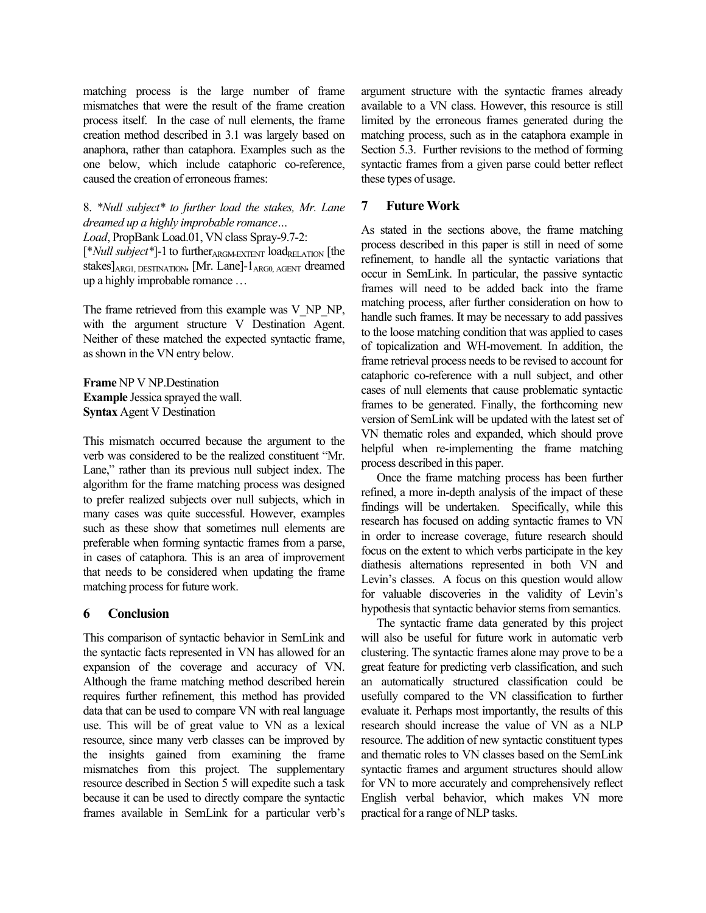matching process is the large number of frame mismatches that were the result of the frame creation process itself. In the case of null elements, the frame creation method described in 3.1 was largely based on anaphora, rather than cataphora. Examples such as the one below, which include cataphoric co-reference, caused the creation of erroneous frames:

8. *\*Null subject\* to further load the stakes, Mr. Lane dreamed up a highly improbable romance…*
*Load*, PropBank Load.01, VN class Spray-9.7-2:
[*\*Null subject\**]-1 to further$_{\text{ARGM-EXTENT}}$ load$_{\text{RELATION}}$ [the stakes]$_{\text{ARG1, DESTINATION}}$, [Mr. Lane]-1$_{\text{ARG0, AGENT}}$ dreamed up a highly improbable romance …

The frame retrieved from this example was V_NP_NP, with the argument structure V Destination Agent. Neither of these matched the expected syntactic frame, as shown in the VN entry below.

**Frame** NP V NP.Destination
**Example** Jessica sprayed the wall.
**Syntax** Agent V Destination

This mismatch occurred because the argument to the verb was considered to be the realized constituent "Mr. Lane," rather than its previous null subject index. The algorithm for the frame matching process was designed to prefer realized subjects over null subjects, which in many cases was quite successful. However, examples such as these show that sometimes null elements are preferable when forming syntactic frames from a parse, in cases of cataphora. This is an area of improvement that needs to be considered when updating the frame matching process for future work.

## 6 Conclusion

This comparison of syntactic behavior in SemLink and the syntactic facts represented in VN has allowed for an expansion of the coverage and accuracy of VN. Although the frame matching method described herein requires further refinement, this method has provided data that can be used to compare VN with real language use. This will be of great value to VN as a lexical resource, since many verb classes can be improved by the insights gained from examining the frame mismatches from this project. The supplementary resource described in Section 5 will expedite such a task because it can be used to directly compare the syntactic frames available in SemLink for a particular verb's argument structure with the syntactic frames already available to a VN class. However, this resource is still limited by the erroneous frames generated during the matching process, such as in the cataphora example in Section 5.3. Further revisions to the method of forming syntactic frames from a given parse could better reflect these types of usage.

## 7 Future Work

As stated in the sections above, the frame matching process described in this paper is still in need of some refinement, to handle all the syntactic variations that occur in SemLink. In particular, the passive syntactic frames will need to be added back into the frame matching process, after further consideration on how to handle such frames. It may be necessary to add passives to the loose matching condition that was applied to cases of topicalization and WH-movement. In addition, the frame retrieval process needs to be revised to account for cataphoric co-reference with a null subject, and other cases of null elements that cause problematic syntactic frames to be generated. Finally, the forthcoming new version of SemLink will be updated with the latest set of VN thematic roles and expanded, which should prove helpful when re-implementing the frame matching process described in this paper.

Once the frame matching process has been further refined, a more in-depth analysis of the impact of these findings will be undertaken. Specifically, while this research has focused on adding syntactic frames to VN in order to increase coverage, future research should focus on the extent to which verbs participate in the key diathesis alternations represented in both VN and Levin's classes. A focus on this question would allow for valuable discoveries in the validity of Levin's hypothesis that syntactic behavior stems from semantics.

The syntactic frame data generated by this project will also be useful for future work in automatic verb clustering. The syntactic frames alone may prove to be a great feature for predicting verb classification, and such an automatically structured classification could be usefully compared to the VN classification to further evaluate it. Perhaps most importantly, the results of this research should increase the value of VN as a NLP resource. The addition of new syntactic constituent types and thematic roles to VN classes based on the SemLink syntactic frames and argument structures should allow for VN to more accurately and comprehensively reflect English verbal behavior, which makes VN more practical for a range of NLP tasks.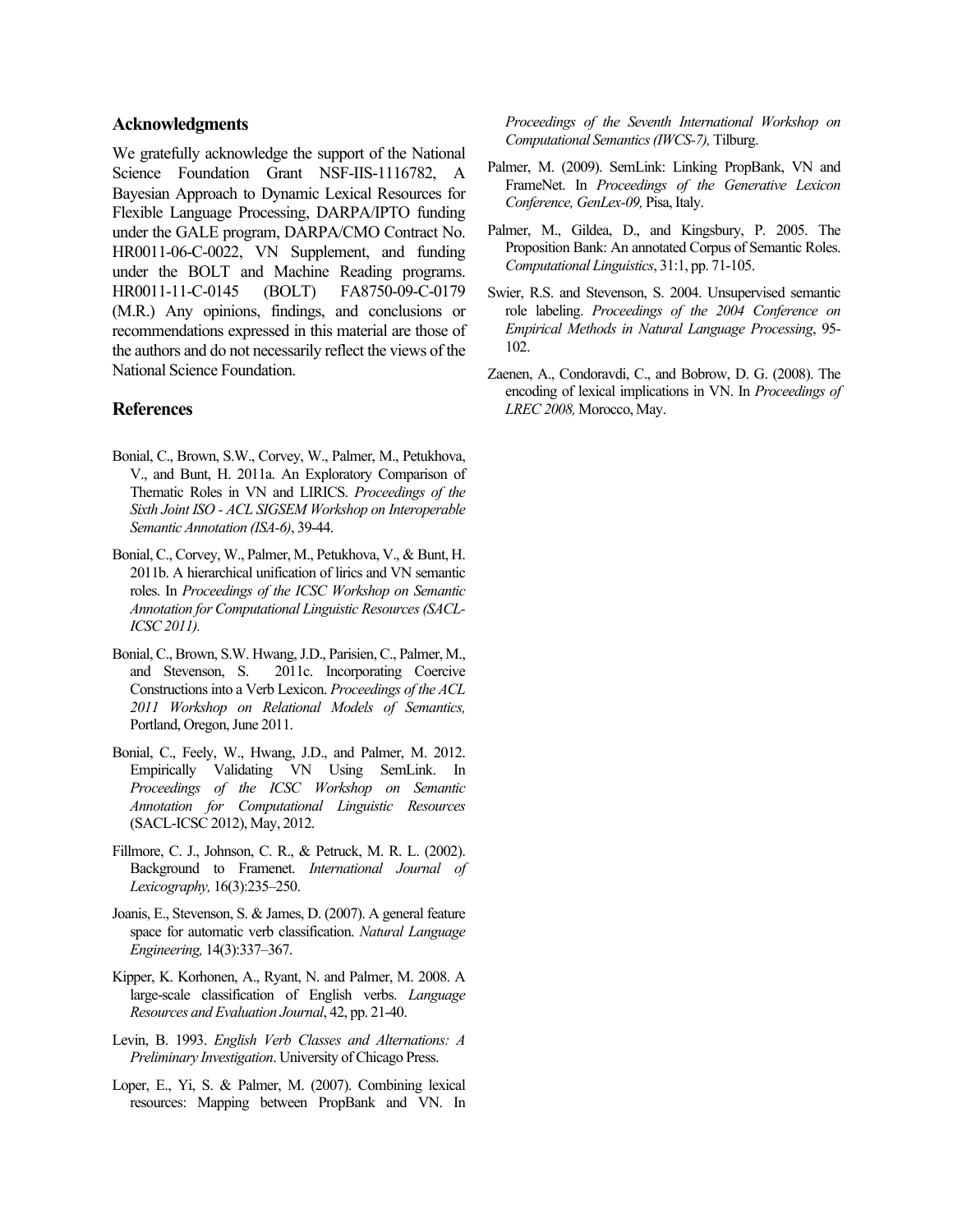## Acknowledgments

We gratefully acknowledge the support of the National Science Foundation Grant NSF-IIS-1116782, A Bayesian Approach to Dynamic Lexical Resources for Flexible Language Processing, DARPA/IPTO funding under the GALE program, DARPA/CMO Contract No. HR0011-06-C-0022, VN Supplement, and funding under the BOLT and Machine Reading programs. HR0011-11-C-0145 (BOLT) FA8750-09-C-0179 (M.R.) Any opinions, findings, and conclusions or recommendations expressed in this material are those of the authors and do not necessarily reflect the views of the National Science Foundation.

## References

Bonial, C., Brown, S.W., Corvey, W., Palmer, M., Petukhova, V., and Bunt, H. 2011a. An Exploratory Comparison of Thematic Roles in VN and LIRICS. *Proceedings of the Sixth Joint ISO - ACL SIGSEM Workshop on Interoperable Semantic Annotation (ISA-6)*, 39-44.

Bonial, C., Corvey, W., Palmer, M., Petukhova, V., & Bunt, H. 2011b. A hierarchical unification of lirics and VN semantic roles. In *Proceedings of the ICSC Workshop on Semantic Annotation for Computational Linguistic Resources (SACL-ICSC 2011).*

Bonial, C., Brown, S.W. Hwang, J.D., Parisien, C., Palmer, M., and Stevenson, S. 2011c. Incorporating Coercive Constructions into a Verb Lexicon. *Proceedings of the ACL 2011 Workshop on Relational Models of Semantics,* Portland, Oregon, June 2011.

Bonial, C., Feely, W., Hwang, J.D., and Palmer, M. 2012. Empirically Validating VN Using SemLink. In *Proceedings of the ICSC Workshop on Semantic Annotation for Computational Linguistic Resources* (SACL-ICSC 2012), May, 2012.

Fillmore, C. J., Johnson, C. R., & Petruck, M. R. L. (2002). Background to Framenet. *International Journal of Lexicography,* 16(3):235–250.

Joanis, E., Stevenson, S. & James, D. (2007). A general feature space for automatic verb classification. *Natural Language Engineering,* 14(3):337–367.

Kipper, K. Korhonen, A., Ryant, N. and Palmer, M. 2008. A large-scale classification of English verbs. *Language Resources and Evaluation Journal*, 42, pp. 21-40.

Levin, B. 1993. *English Verb Classes and Alternations: A Preliminary Investigation*. University of Chicago Press.

Loper, E., Yi, S. & Palmer, M. (2007). Combining lexical resources: Mapping between PropBank and VN. In *Proceedings of the Seventh International Workshop on Computational Semantics (IWCS-7),* Tilburg.

Palmer, M. (2009). SemLink: Linking PropBank, VN and FrameNet. In *Proceedings of the Generative Lexicon Conference, GenLex-09,* Pisa, Italy.

Palmer, M., Gildea, D., and Kingsbury, P. 2005. The Proposition Bank: An annotated Corpus of Semantic Roles. *Computational Linguistics*, 31:1, pp. 71-105.

Swier, R.S. and Stevenson, S. 2004. Unsupervised semantic role labeling. *Proceedings of the 2004 Conference on Empirical Methods in Natural Language Processing*, 95-102.

Zaenen, A., Condoravdi, C., and Bobrow, D. G. (2008). The encoding of lexical implications in VN. In *Proceedings of LREC 2008,* Morocco, May.